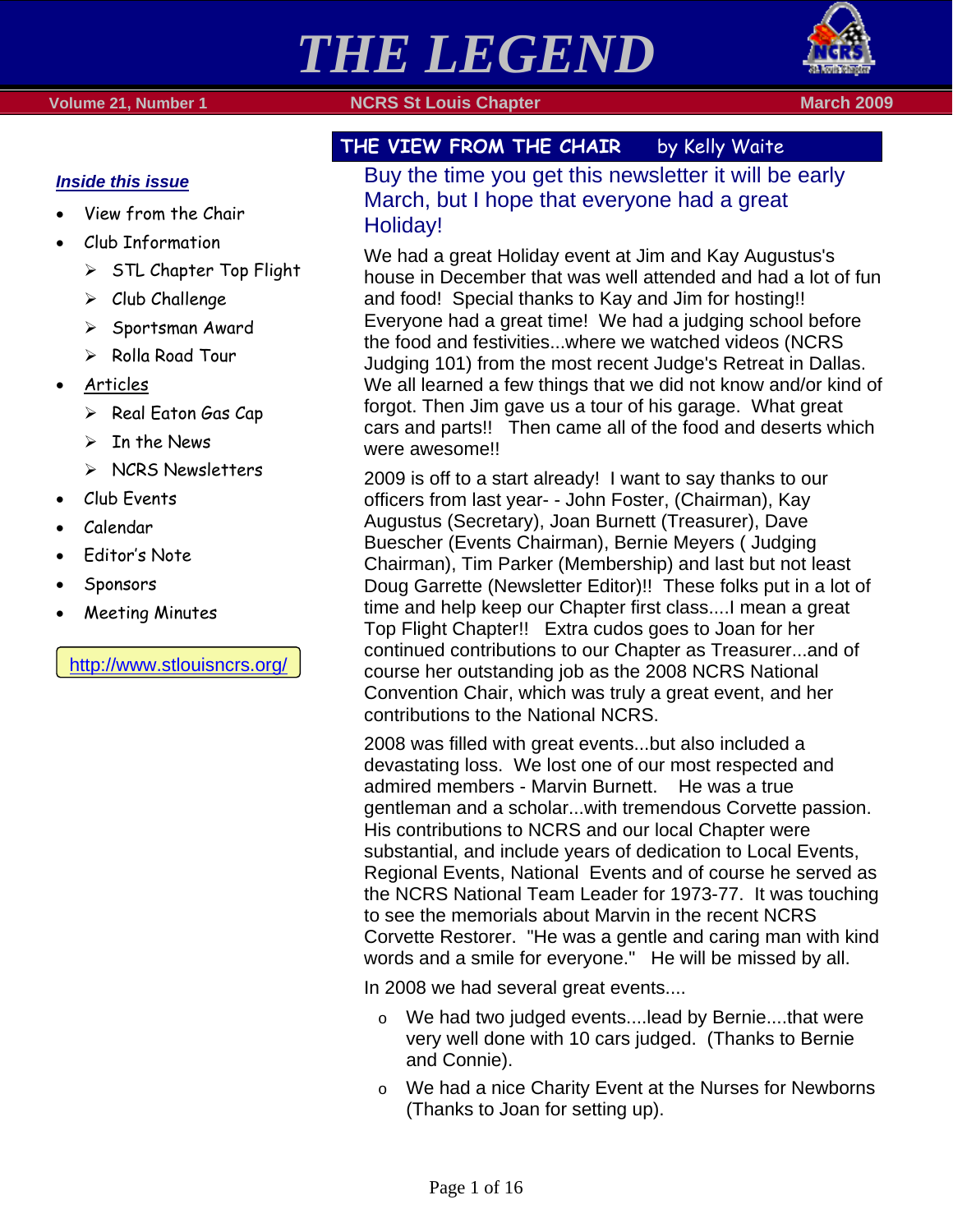# THE LEGEND

Volume 21, Number 1 | NCRS St Louis Chapter | March 2009

***Inside this issue***

- View from the Chair
- Club Information
  - STL Chapter Top Flight
  - Club Challenge
  - Sportsman Award
  - Rolla Road Tour
- Articles
  - Real Eaton Gas Cap
  - In the News
  - NCRS Newsletters
- Club Events
- Calendar
- Editor's Note
- Sponsors
- Meeting Minutes

http://www.stlouisncrs.org/

## THE VIEW FROM THE CHAIR by Kelly Waite

Buy the time you get this newsletter it will be early March, but I hope that everyone had a great Holiday!

We had a great Holiday event at Jim and Kay Augustus's house in December that was well attended and had a lot of fun and food! Special thanks to Kay and Jim for hosting!! Everyone had a great time! We had a judging school before the food and festivities...where we watched videos (NCRS Judging 101) from the most recent Judge's Retreat in Dallas. We all learned a few things that we did not know and/or kind of forgot. Then Jim gave us a tour of his garage. What great cars and parts!! Then came all of the food and deserts which were awesome!!

2009 is off to a start already! I want to say thanks to our officers from last year- - John Foster, (Chairman), Kay Augustus (Secretary), Joan Burnett (Treasurer), Dave Buescher (Events Chairman), Bernie Meyers ( Judging Chairman), Tim Parker (Membership) and last but not least Doug Garrette (Newsletter Editor)!! These folks put in a lot of time and help keep our Chapter first class....I mean a great Top Flight Chapter!! Extra cudos goes to Joan for her continued contributions to our Chapter as Treasurer...and of course her outstanding job as the 2008 NCRS National Convention Chair, which was truly a great event, and her contributions to the National NCRS.

2008 was filled with great events...but also included a devastating loss. We lost one of our most respected and admired members - Marvin Burnett. He was a true gentleman and a scholar...with tremendous Corvette passion. His contributions to NCRS and our local Chapter were substantial, and include years of dedication to Local Events, Regional Events, National Events and of course he served as the NCRS National Team Leader for 1973-77. It was touching to see the memorials about Marvin in the recent NCRS Corvette Restorer. "He was a gentle and caring man with kind words and a smile for everyone." He will be missed by all.

In 2008 we had several great events....

- We had two judged events....lead by Bernie....that were very well done with 10 cars judged. (Thanks to Bernie and Connie).
- We had a nice Charity Event at the Nurses for Newborns (Thanks to Joan for setting up).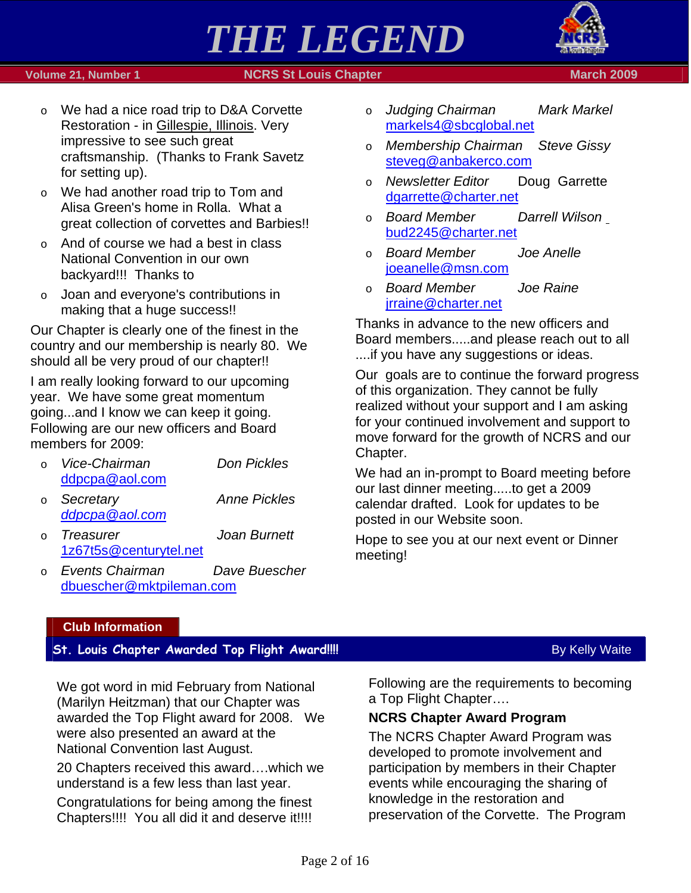- We had a nice road trip to D&A Corvette Restoration - in Gillespie, Illinois. Very impressive to see such great craftsmanship. (Thanks to Frank Savetz for setting up).
- We had another road trip to Tom and Alisa Green's home in Rolla. What a great collection of corvettes and Barbies!!
- And of course we had a best in class National Convention in our own backyard!!! Thanks to
- Joan and everyone's contributions in making that a huge success!!

Our Chapter is clearly one of the finest in the country and our membership is nearly 80. We should all be very proud of our chapter!!

I am really looking forward to our upcoming year. We have some great momentum going...and I know we can keep it going. Following are our new officers and Board members for 2009:

- *Vice-Chairman* *Don Pickles* ddpcpa@aol.com
- *Secretary* *Anne Pickles* *ddpcpa@aol.com*
- *Treasurer* *Joan Burnett* 1z67t5s@centurytel.net
- *Events Chairman* *Dave Buescher* dbuescher@mktpileman.com
- *Judging Chairman* *Mark Markel* markels4@sbcglobal.net
- *Membership Chairman* *Steve Gissy* steveg@anbakerco.com
- *Newsletter Editor* Doug Garrette dgarrette@charter.net
- *Board Member* *Darrell Wilson* bud2245@charter.net
- *Board Member* *Joe Anelle* joeanelle@msn.com
- *Board Member* *Joe Raine* jrraine@charter.net

Thanks in advance to the new officers and Board members.....and please reach out to all ....if you have any suggestions or ideas.

Our goals are to continue the forward progress of this organization. They cannot be fully realized without your support and I am asking for your continued involvement and support to move forward for the growth of NCRS and our Chapter.

We had an in-prompt to Board meeting before our last dinner meeting.....to get a 2009 calendar drafted. Look for updates to be posted in our Website soon.

Hope to see you at our next event or Dinner meeting!

**Club Information**

## St. Louis Chapter Awarded Top Flight Award!!!!

By Kelly Waite

We got word in mid February from National (Marilyn Heitzman) that our Chapter was awarded the Top Flight award for 2008. We were also presented an award at the National Convention last August.

20 Chapters received this award….which we understand is a few less than last year.

Congratulations for being among the finest Chapters!!!! You all did it and deserve it!!!!

Following are the requirements to becoming a Top Flight Chapter….

**NCRS Chapter Award Program**

The NCRS Chapter Award Program was developed to promote involvement and participation by members in their Chapter events while encouraging the sharing of knowledge in the restoration and preservation of the Corvette. The Program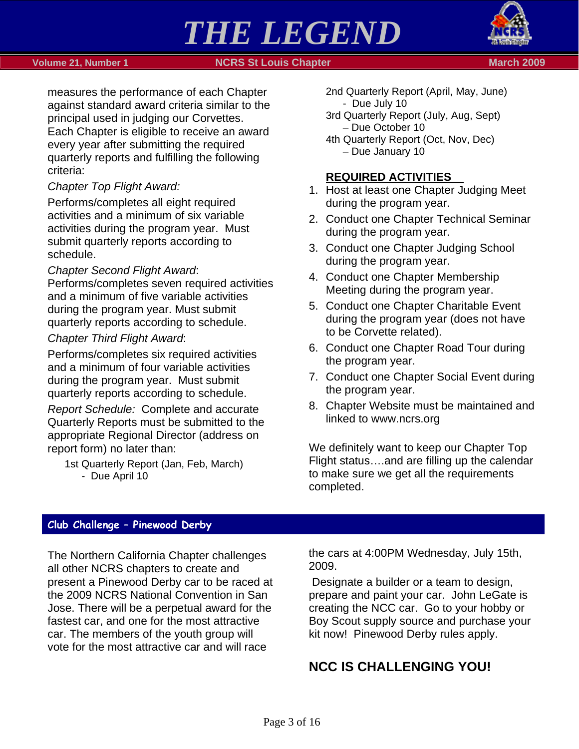measures the performance of each Chapter against standard award criteria similar to the principal used in judging our Corvettes. Each Chapter is eligible to receive an award every year after submitting the required quarterly reports and fulfilling the following criteria:

*Chapter Top Flight Award:*

Performs/completes all eight required activities and a minimum of six variable activities during the program year. Must submit quarterly reports according to schedule.

*Chapter Second Flight Award*:
Performs/completes seven required activities and a minimum of five variable activities during the program year. Must submit quarterly reports according to schedule.

*Chapter Third Flight Award*:

Performs/completes six required activities and a minimum of four variable activities during the program year. Must submit quarterly reports according to schedule.

*Report Schedule:* Complete and accurate Quarterly Reports must be submitted to the appropriate Regional Director (address on report form) no later than:

1st Quarterly Report (Jan, Feb, March)
- Due April 10

2nd Quarterly Report (April, May, June)
- Due July 10

3rd Quarterly Report (July, Aug, Sept)
– Due October 10

4th Quarterly Report (Oct, Nov, Dec)
– Due January 10

**REQUIRED ACTIVITIES**

1. Host at least one Chapter Judging Meet during the program year.
2. Conduct one Chapter Technical Seminar during the program year.
3. Conduct one Chapter Judging School during the program year.
4. Conduct one Chapter Membership Meeting during the program year.
5. Conduct one Chapter Charitable Event during the program year (does not have to be Corvette related).
6. Conduct one Chapter Road Tour during the program year.
7. Conduct one Chapter Social Event during the program year.
8. Chapter Website must be maintained and linked to www.ncrs.org

We definitely want to keep our Chapter Top Flight status….and are filling up the calendar to make sure we get all the requirements completed.

## Club Challenge – Pinewood Derby

The Northern California Chapter challenges all other NCRS chapters to create and present a Pinewood Derby car to be raced at the 2009 NCRS National Convention in San Jose. There will be a perpetual award for the fastest car, and one for the most attractive car. The members of the youth group will vote for the most attractive car and will race the cars at 4:00PM Wednesday, July 15th, 2009.

Designate a builder or a team to design, prepare and paint your car. John LeGate is creating the NCC car. Go to your hobby or Boy Scout supply source and purchase your kit now! Pinewood Derby rules apply.

**NCC IS CHALLENGING YOU!**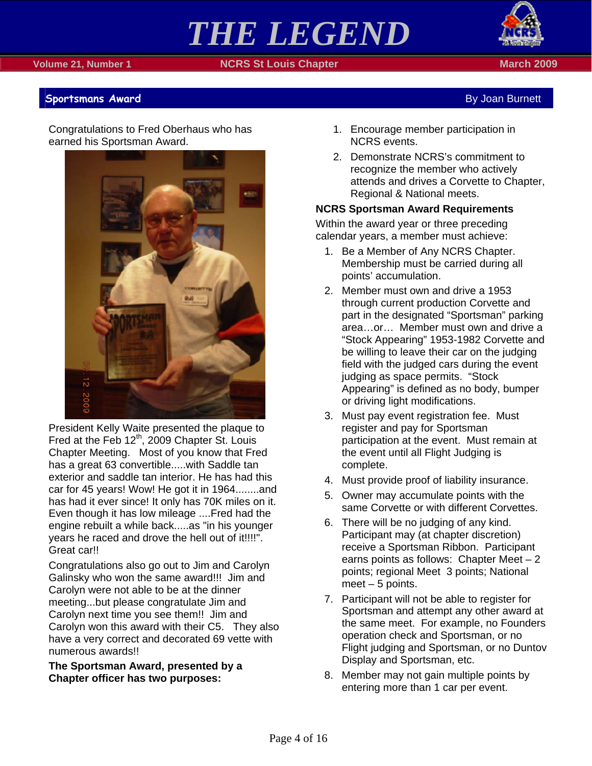## Sportsmans Award

By Joan Burnett

Congratulations to Fred Oberhaus who has earned his Sportsman Award.

President Kelly Waite presented the plaque to Fred at the Feb 12th, 2009 Chapter St. Louis Chapter Meeting. Most of you know that Fred has a great 63 convertible.....with Saddle tan exterior and saddle tan interior. He has had this car for 45 years! Wow! He got it in 1964........and has had it ever since! It only has 70K miles on it. Even though it has low mileage ....Fred had the engine rebuilt a while back.....as "in his younger years he raced and drove the hell out of it!!!!". Great car!!

Congratulations also go out to Jim and Carolyn Galinsky who won the same award!!! Jim and Carolyn were not able to be at the dinner meeting...but please congratulate Jim and Carolyn next time you see them!! Jim and Carolyn won this award with their C5. They also have a very correct and decorated 69 vette with numerous awards!!

**The Sportsman Award, presented by a Chapter officer has two purposes:**

1. Encourage member participation in NCRS events.
2. Demonstrate NCRS's commitment to recognize the member who actively attends and drives a Corvette to Chapter, Regional & National meets.

**NCRS Sportsman Award Requirements**

Within the award year or three preceding calendar years, a member must achieve:

1. Be a Member of Any NCRS Chapter. Membership must be carried during all points' accumulation.
2. Member must own and drive a 1953 through current production Corvette and part in the designated "Sportsman" parking area…or… Member must own and drive a "Stock Appearing" 1953-1982 Corvette and be willing to leave their car on the judging field with the judged cars during the event judging as space permits. "Stock Appearing" is defined as no body, bumper or driving light modifications.
3. Must pay event registration fee. Must register and pay for Sportsman participation at the event. Must remain at the event until all Flight Judging is complete.
4. Must provide proof of liability insurance.
5. Owner may accumulate points with the same Corvette or with different Corvettes.
6. There will be no judging of any kind. Participant may (at chapter discretion) receive a Sportsman Ribbon. Participant earns points as follows: Chapter Meet – 2 points; regional Meet 3 points; National meet – 5 points.
7. Participant will not be able to register for Sportsman and attempt any other award at the same meet. For example, no Founders operation check and Sportsman, or no Flight judging and Sportsman, or no Duntov Display and Sportsman, etc.
8. Member may not gain multiple points by entering more than 1 car per event.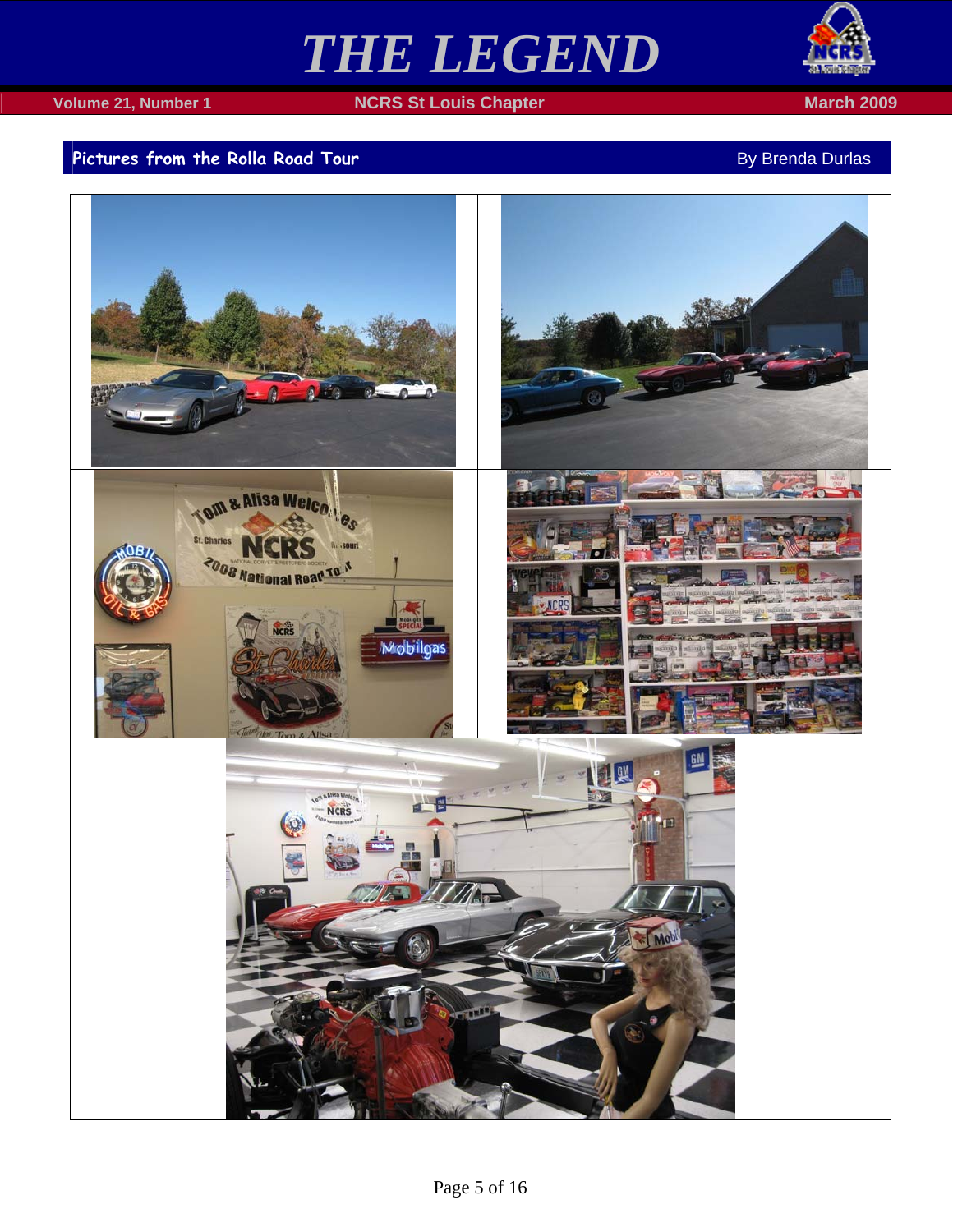## Pictures from the Rolla Road Tour

By Brenda Durlas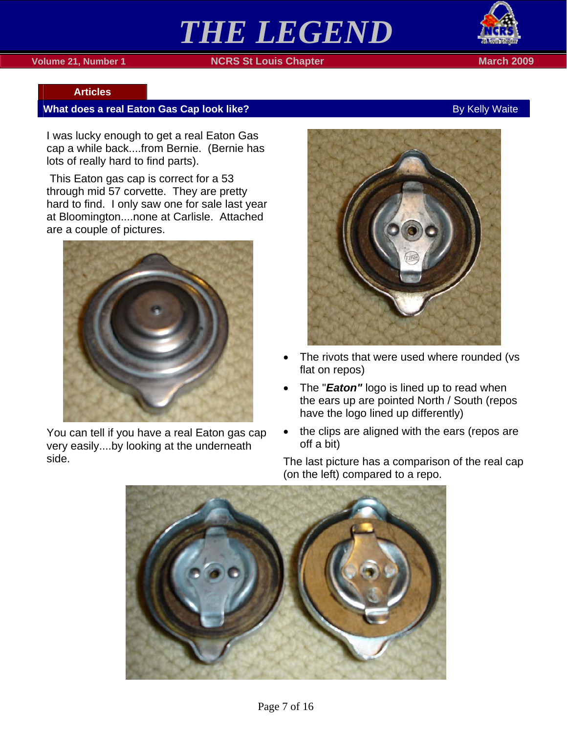## Articles

### What does a real Eaton Gas Cap look like?

By Kelly Waite

I was lucky enough to get a real Eaton Gas cap a while back....from Bernie. (Bernie has lots of really hard to find parts).

This Eaton gas cap is correct for a 53 through mid 57 corvette. They are pretty hard to find. I only saw one for sale last year at Bloomington....none at Carlisle. Attached are a couple of pictures.

You can tell if you have a real Eaton gas cap very easily....by looking at the underneath side.

- The rivots that were used where rounded (vs flat on repos)
- The "***Eaton***" logo is lined up to read when the ears up are pointed North / South (repos have the logo lined up differently)
- the clips are aligned with the ears (repos are off a bit)

The last picture has a comparison of the real cap (on the left) compared to a repo.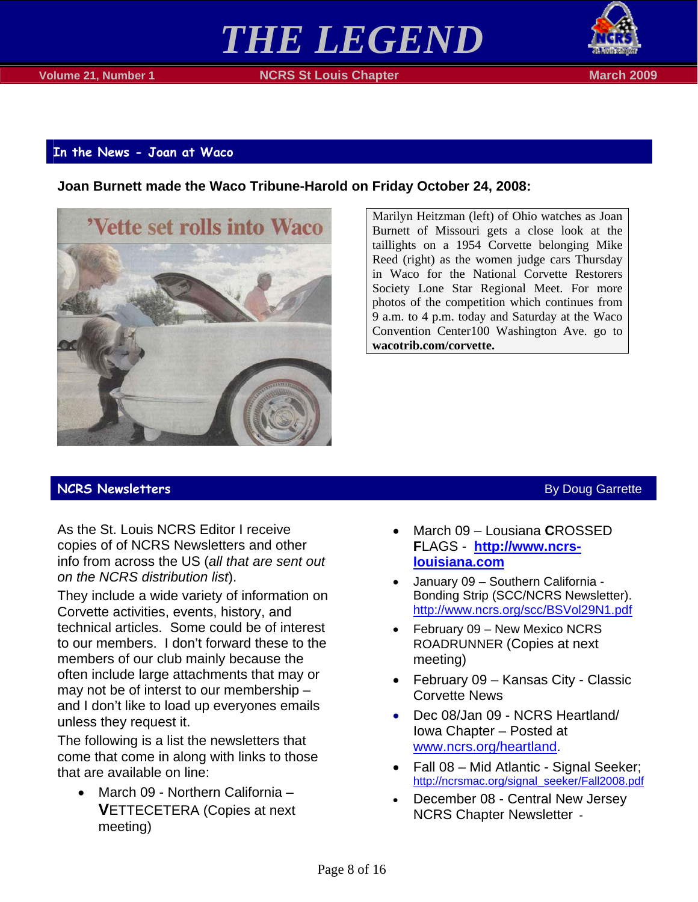## In the News - Joan at Waco

**Joan Burnett made the Waco Tribune-Harold on Friday October 24, 2008:**

'Vette set rolls into Waco

Marilyn Heitzman (left) of Ohio watches as Joan Burnett of Missouri gets a close look at the taillights on a 1954 Corvette belonging Mike Reed (right) as the women judge cars Thursday in Waco for the National Corvette Restorers Society Lone Star Regional Meet. For more photos of the competition which continues from 9 a.m. to 4 p.m. today and Saturday at the Waco Convention Center100 Washington Ave. go to **wacotrib.com/corvette.**

## NCRS Newsletters

By Doug Garrette

As the St. Louis NCRS Editor I receive copies of of NCRS Newsletters and other info from across the US (*all that are sent out on the NCRS distribution list*).

They include a wide variety of information on Corvette activities, events, history, and technical articles. Some could be of interest to our members. I don't forward these to the members of our club mainly because the often include large attachments that may or may not be of interst to our membership – and I don't like to load up everyones emails unless they request it.

The following is a list the newsletters that come that come in along with links to those that are available on line:

- March 09 - Northern California – **V**ETTECETERA (Copies at next meeting)
- March 09 – Lousiana **C**ROSSED **F**LAGS - **http://www.ncrs-louisiana.com**
- January 09 – Southern California - Bonding Strip (SCC/NCRS Newsletter). http://www.ncrs.org/scc/BSVol29N1.pdf
- February 09 – New Mexico NCRS ROADRUNNER (Copies at next meeting)
- February 09 – Kansas City - Classic Corvette News
- Dec 08/Jan 09 - NCRS Heartland/ Iowa Chapter – Posted at www.ncrs.org/heartland.
- Fall 08 – Mid Atlantic - Signal Seeker; http://ncrsmac.org/signal_seeker/Fall2008.pdf
- December 08 - Central New Jersey NCRS Chapter Newsletter -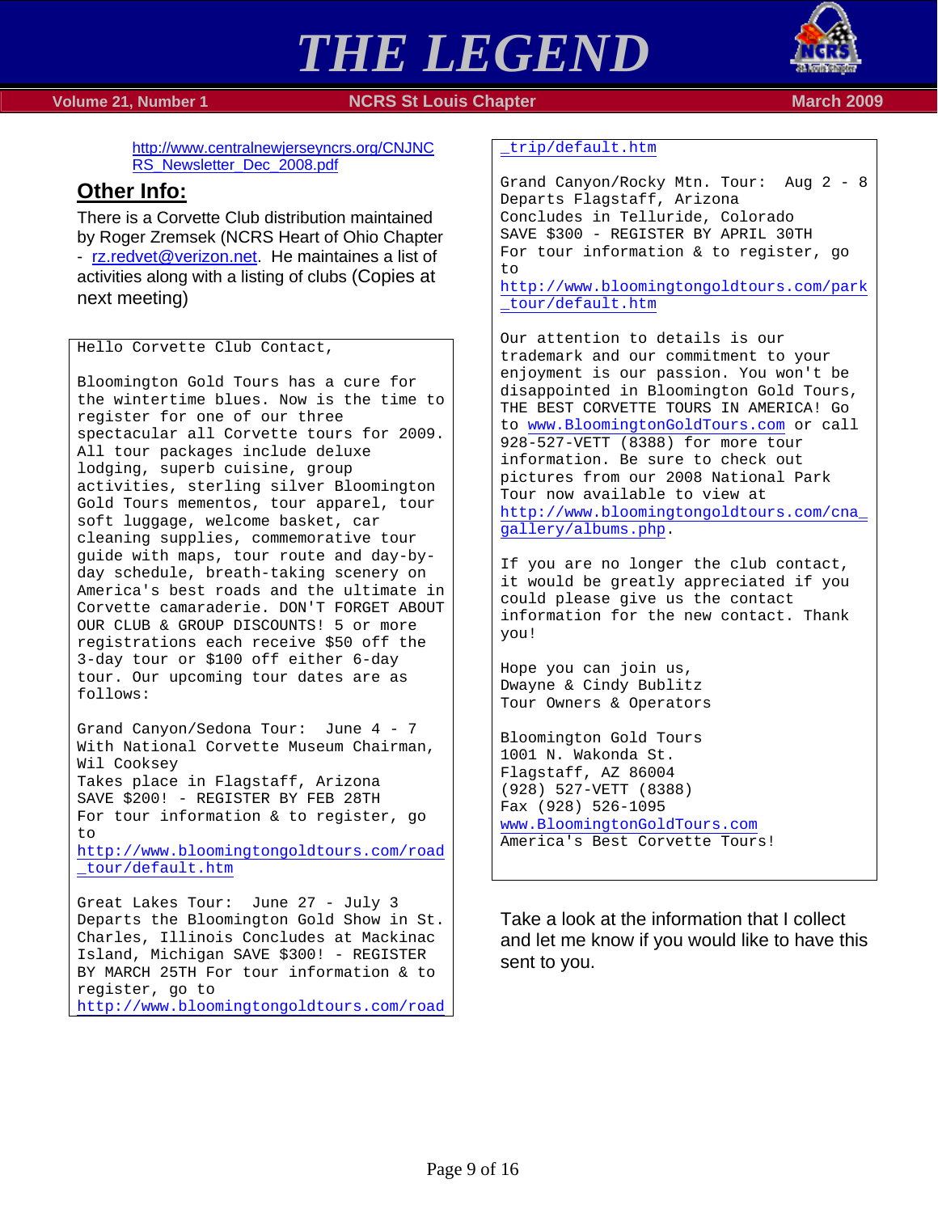http://www.centralnewjerseyncrs.org/CNJNCRS_Newsletter_Dec_2008.pdf

## Other Info:

There is a Corvette Club distribution maintained by Roger Zremsek (NCRS Heart of Ohio Chapter - rz.redvet@verizon.net. He maintaines a list of activities along with a listing of clubs (Copies at next meeting)

Hello Corvette Club Contact,

Bloomington Gold Tours has a cure for the wintertime blues. Now is the time to register for one of our three spectacular all Corvette tours for 2009. All tour packages include deluxe lodging, superb cuisine, group activities, sterling silver Bloomington Gold Tours mementos, tour apparel, tour soft luggage, welcome basket, car cleaning supplies, commemorative tour guide with maps, tour route and day-by-day schedule, breath-taking scenery on America's best roads and the ultimate in Corvette camaraderie. DON'T FORGET ABOUT OUR CLUB & GROUP DISCOUNTS! 5 or more registrations each receive $50 off the 3-day tour or $100 off either 6-day tour. Our upcoming tour dates are as follows:

Grand Canyon/Sedona Tour: June 4 - 7
With National Corvette Museum Chairman, Wil Cooksey
Takes place in Flagstaff, Arizona
SAVE $200! - REGISTER BY FEB 28TH
For tour information & to register, go to
http://www.bloomingtongoldtours.com/road_tour/default.htm

Great Lakes Tour: June 27 - July 3
Departs the Bloomington Gold Show in St. Charles, Illinois Concludes at Mackinac Island, Michigan SAVE $300! - REGISTER BY MARCH 25TH For tour information & to register, go to
http://www.bloomingtongoldtours.com/road_trip/default.htm

Grand Canyon/Rocky Mtn. Tour: Aug 2 - 8
Departs Flagstaff, Arizona
Concludes in Telluride, Colorado
SAVE $300 - REGISTER BY APRIL 30TH
For tour information & to register, go to
http://www.bloomingtongoldtours.com/park_tour/default.htm

Our attention to details is our trademark and our commitment to your enjoyment is our passion. You won't be disappointed in Bloomington Gold Tours, THE BEST CORVETTE TOURS IN AMERICA! Go to www.BloomingtonGoldTours.com or call 928-527-VETT (8388) for more tour information. Be sure to check out pictures from our 2008 National Park Tour now available to view at http://www.bloomingtongoldtours.com/cna_gallery/albums.php.

If you are no longer the club contact, it would be greatly appreciated if you could please give us the contact information for the new contact. Thank you!

Hope you can join us,
Dwayne & Cindy Bublitz
Tour Owners & Operators

Bloomington Gold Tours
1001 N. Wakonda St.
Flagstaff, AZ 86004
(928) 527-VETT (8388)
Fax (928) 526-1095
www.BloomingtonGoldTours.com
America's Best Corvette Tours!

Take a look at the information that I collect and let me know if you would like to have this sent to you.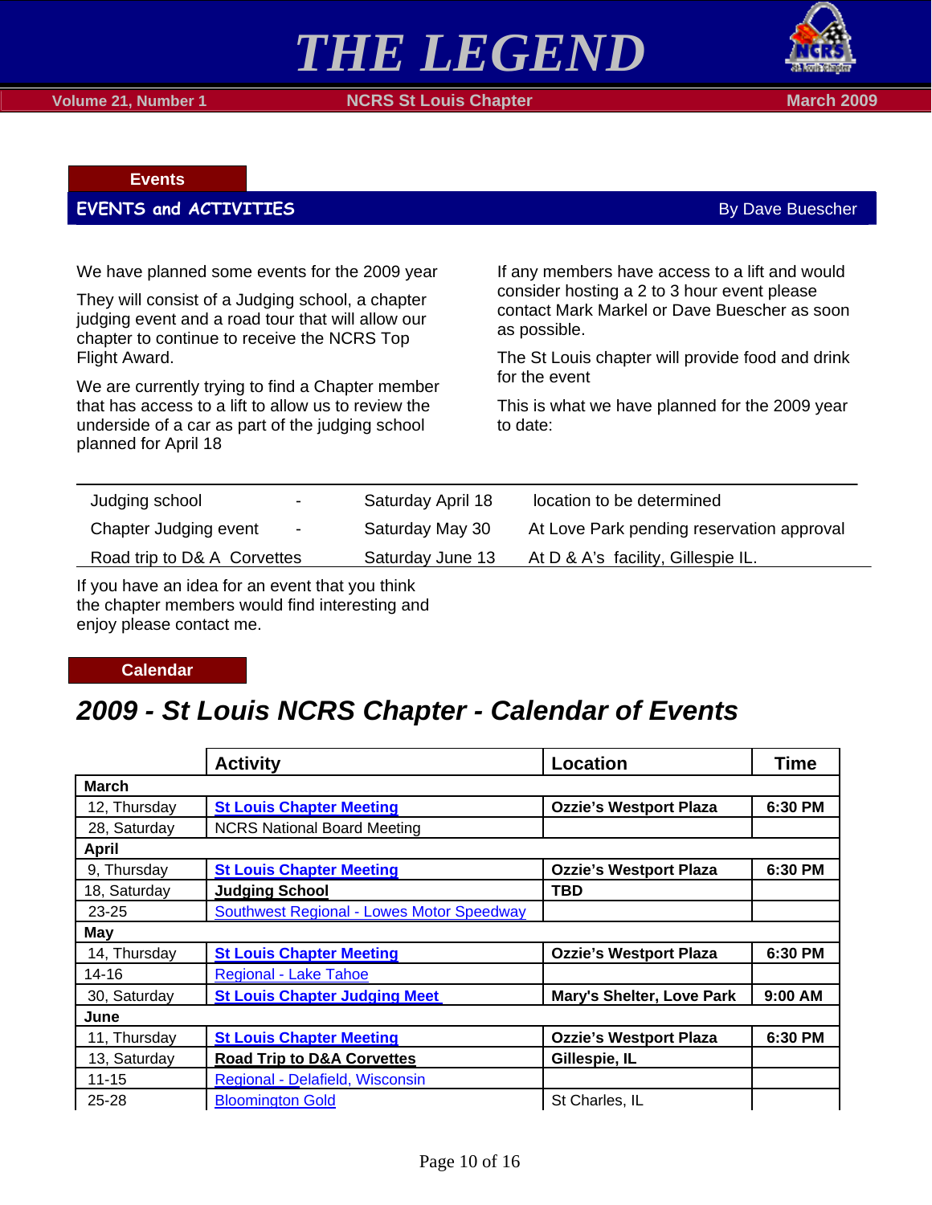## Events

### EVENTS and ACTIVITIES

By Dave Buescher

We have planned some events for the 2009 year

They will consist of a Judging school, a chapter judging event and a road tour that will allow our chapter to continue to receive the NCRS Top Flight Award.

We are currently trying to find a Chapter member that has access to a lift to allow us to review the underside of a car as part of the judging school planned for April 18

If any members have access to a lift and would consider hosting a 2 to 3 hour event please contact Mark Markel or Dave Buescher as soon as possible.

The St Louis chapter will provide food and drink for the event

This is what we have planned for the 2009 year to date:

| | | | |
|---|---|---|---|
| Judging school | - | Saturday April 18 | location to be determined |
| Chapter Judging event | - | Saturday May 30 | At Love Park pending reservation approval |
| Road trip to D& A Corvettes | | Saturday June 13 | At D & A's facility, Gillespie IL. |

If you have an idea for an event that you think the chapter members would find interesting and enjoy please contact me.

## Calendar

# *2009 - St Louis NCRS Chapter - Calendar of Events*

| | Activity | Location | Time |
|---|---|---|---|
| **March** | | | |
| 12, Thursday | **St Louis Chapter Meeting** | **Ozzie's Westport Plaza** | **6:30 PM** |
| 28, Saturday | NCRS National Board Meeting | | |
| **April** | | | |
| 9, Thursday | **St Louis Chapter Meeting** | **Ozzie's Westport Plaza** | **6:30 PM** |
| 18, Saturday | **Judging School** | **TBD** | |
| 23-25 | Southwest Regional - Lowes Motor Speedway | | |
| **May** | | | |
| 14, Thursday | **St Louis Chapter Meeting** | **Ozzie's Westport Plaza** | **6:30 PM** |
| 14-16 | Regional - Lake Tahoe | | |
| 30, Saturday | **St Louis Chapter Judging Meet** | **Mary's Shelter, Love Park** | **9:00 AM** |
| **June** | | | |
| 11, Thursday | **St Louis Chapter Meeting** | **Ozzie's Westport Plaza** | **6:30 PM** |
| 13, Saturday | **Road Trip to D&A Corvettes** | **Gillespie, IL** | |
| 11-15 | Regional - Delafield, Wisconsin | | |
| 25-28 | Bloomington Gold | St Charles, IL | |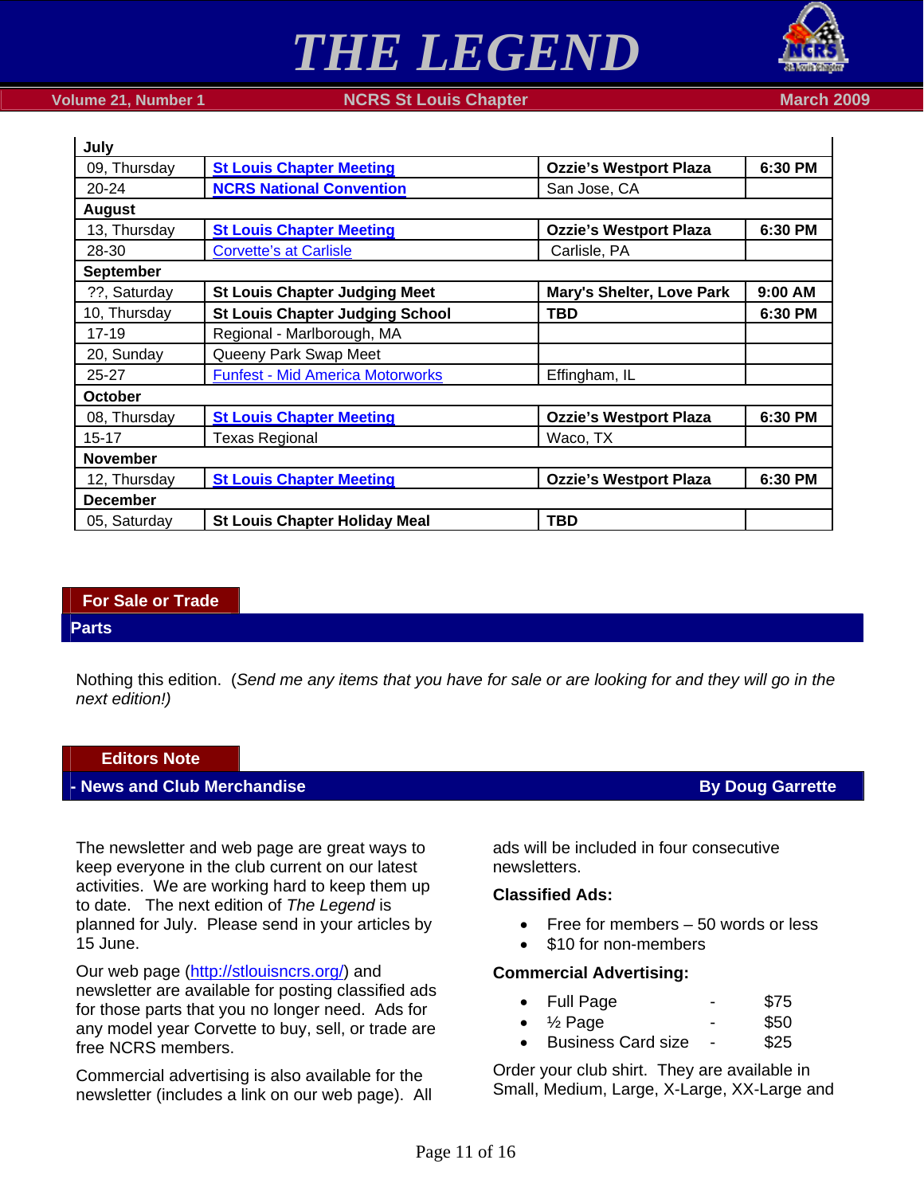| | | | |
|---|---|---|---|
| **July** | | | |
| 09, Thursday | **St Louis Chapter Meeting** | **Ozzie's Westport Plaza** | **6:30 PM** |
| 20-24 | **NCRS National Convention** | San Jose, CA | |
| **August** | | | |
| 13, Thursday | **St Louis Chapter Meeting** | **Ozzie's Westport Plaza** | **6:30 PM** |
| 28-30 | Corvette's at Carlisle | Carlisle, PA | |
| **September** | | | |
| ??, Saturday | **St Louis Chapter Judging Meet** | **Mary's Shelter, Love Park** | **9:00 AM** |
| 10, Thursday | **St Louis Chapter Judging School** | **TBD** | **6:30 PM** |
| 17-19 | Regional - Marlborough, MA | | |
| 20, Sunday | Queeny Park Swap Meet | | |
| 25-27 | Funfest - Mid America Motorworks | Effingham, IL | |
| **October** | | | |
| 08, Thursday | **St Louis Chapter Meeting** | **Ozzie's Westport Plaza** | **6:30 PM** |
| 15-17 | Texas Regional | Waco, TX | |
| **November** | | | |
| 12, Thursday | **St Louis Chapter Meeting** | **Ozzie's Westport Plaza** | **6:30 PM** |
| **December** | | | |
| 05, Saturday | **St Louis Chapter Holiday Meal** | **TBD** | |

## For Sale or Trade

### Parts

Nothing this edition. (*Send me any items that you have for sale or are looking for and they will go in the next edition!)*

## Editors Note

### - News and Club Merchandise — By Doug Garrette

The newsletter and web page are great ways to keep everyone in the club current on our latest activities. We are working hard to keep them up to date. The next edition of *The Legend* is planned for July. Please send in your articles by 15 June.

Our web page (http://stlouisncrs.org/) and newsletter are available for posting classified ads for those parts that you no longer need. Ads for any model year Corvette to buy, sell, or trade are free NCRS members.

Commercial advertising is also available for the newsletter (includes a link on our web page). All ads will be included in four consecutive newsletters.

**Classified Ads:**

- Free for members – 50 words or less
- $10 for non-members

**Commercial Advertising:**

- Full Page - $75
- ½ Page - $50
- Business Card size - $25

Order your club shirt. They are available in Small, Medium, Large, X-Large, XX-Large and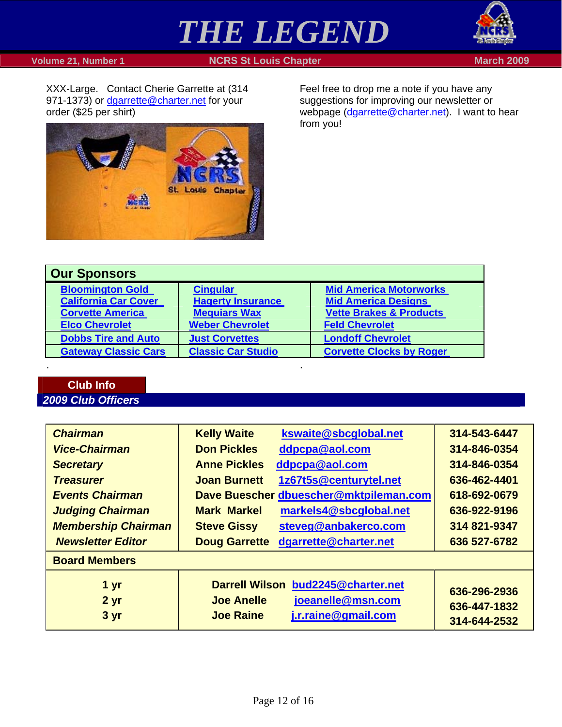XXX-Large. Contact Cherie Garrette at (314 971-1373) or dgarrette@charter.net for your order ($25 per shirt)

Feel free to drop me a note if you have any suggestions for improving our newsletter or webpage (dgarrette@charter.net). I want to hear from you!

## Our Sponsors

| | | |
|---|---|---|
| Bloomington Gold<br>California Car Cover<br>Corvette America<br>Elco Chevrolet | Cingular<br>Hagerty Insurance<br>Mequiars Wax<br>Weber Chevrolet | Mid America Motorworks<br>Mid America Designs<br>Vette Brakes & Products<br>Feld Chevrolet |
| Dobbs Tire and Auto | Just Corvettes | Londoff Chevrolet |
| Gateway Classic Cars | Classic Car Studio | Corvette Clocks by Roger |

## Club Info

### 2009 Club Officers

| | | | |
|---|---|---|---|
| ***Chairman*** | **Kelly Waite** | **kswaite@sbcglobal.net** | **314-543-6447** |
| ***Vice-Chairman*** | **Don Pickles** | **ddpcpa@aol.com** | **314-846-0354** |
| ***Secretary*** | **Anne Pickles** | **ddpcpa@aol.com** | **314-846-0354** |
| ***Treasurer*** | **Joan Burnett** | **1z67t5s@centurytel.net** | **636-462-4401** |
| ***Events Chairman*** | **Dave Buescher** | **dbuescher@mktpileman.com** | **618-692-0679** |
| ***Judging Chairman*** | **Mark Markel** | **markels4@sbcglobal.net** | **636-922-9196** |
| ***Membership Chairman*** | **Steve Gissy** | **steveg@anbakerco.com** | **314 821-9347** |
| ***Newsletter Editor*** | **Doug Garrette** | **dgarrette@charter.net** | **636 527-6782** |
| **Board Members** | | | |
| **1 yr** | **Darrell Wilson** | **bud2245@charter.net** | **636-296-2936** |
| **2 yr** | **Joe Anelle** | **joeanelle@msn.com** | **636-447-1832** |
| **3 yr** | **Joe Raine** | **j.r.raine@gmail.com** | **314-644-2532** |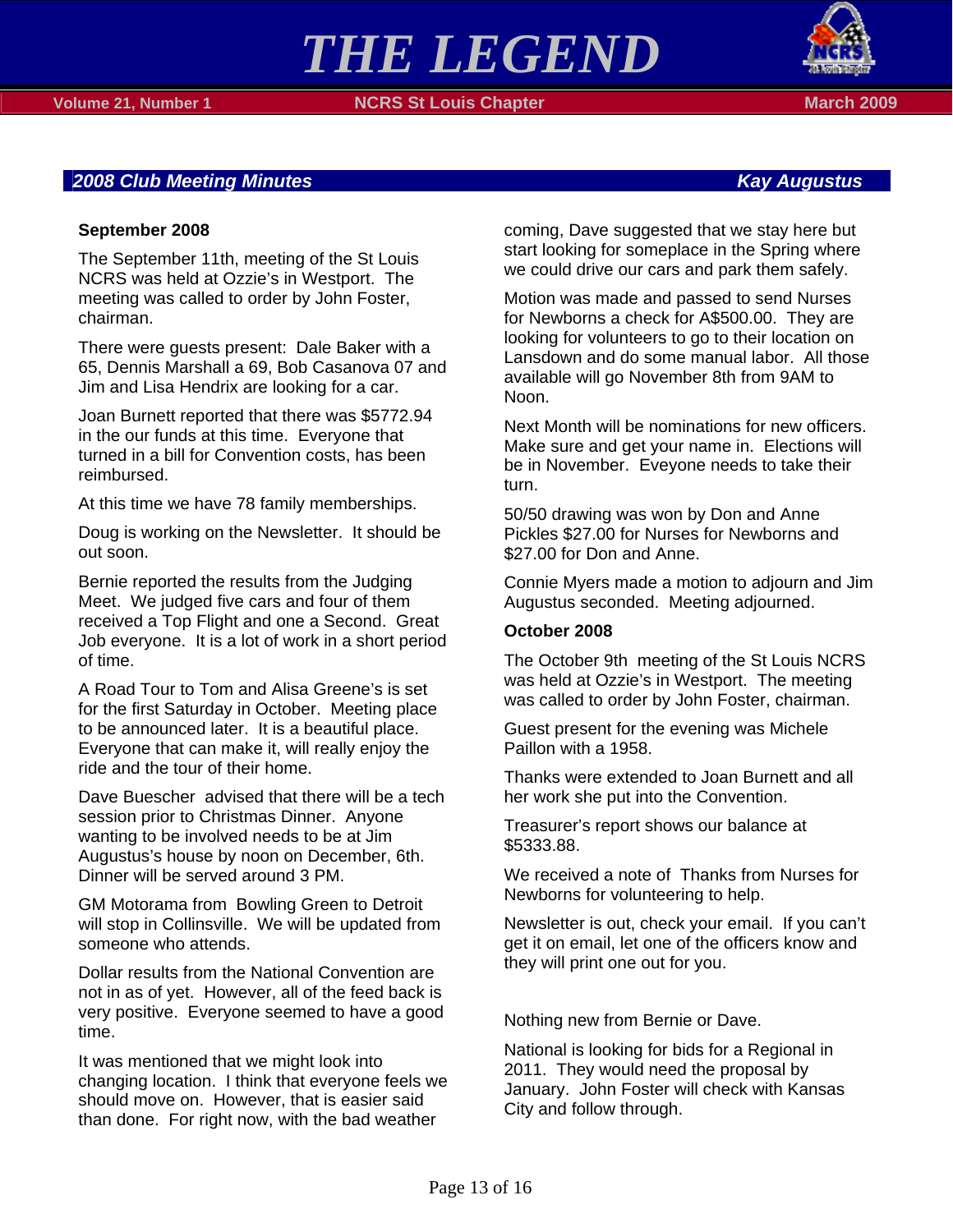## 2008 Club Meeting Minutes

*Kay Augustus*

### September 2008

The September 11th, meeting of the St Louis NCRS was held at Ozzie's in Westport. The meeting was called to order by John Foster, chairman.

There were guests present: Dale Baker with a 65, Dennis Marshall a 69, Bob Casanova 07 and Jim and Lisa Hendrix are looking for a car.

Joan Burnett reported that there was $5772.94 in the our funds at this time. Everyone that turned in a bill for Convention costs, has been reimbursed.

At this time we have 78 family memberships.

Doug is working on the Newsletter. It should be out soon.

Bernie reported the results from the Judging Meet. We judged five cars and four of them received a Top Flight and one a Second. Great Job everyone. It is a lot of work in a short period of time.

A Road Tour to Tom and Alisa Greene's is set for the first Saturday in October. Meeting place to be announced later. It is a beautiful place. Everyone that can make it, will really enjoy the ride and the tour of their home.

Dave Buescher advised that there will be a tech session prior to Christmas Dinner. Anyone wanting to be involved needs to be at Jim Augustus's house by noon on December, 6th. Dinner will be served around 3 PM.

GM Motorama from Bowling Green to Detroit will stop in Collinsville. We will be updated from someone who attends.

Dollar results from the National Convention are not in as of yet. However, all of the feed back is very positive. Everyone seemed to have a good time.

It was mentioned that we might look into changing location. I think that everyone feels we should move on. However, that is easier said than done. For right now, with the bad weather coming, Dave suggested that we stay here but start looking for someplace in the Spring where we could drive our cars and park them safely.

Motion was made and passed to send Nurses for Newborns a check for A$500.00. They are looking for volunteers to go to their location on Lansdown and do some manual labor. All those available will go November 8th from 9AM to Noon.

Next Month will be nominations for new officers. Make sure and get your name in. Elections will be in November. Eveyone needs to take their turn.

50/50 drawing was won by Don and Anne Pickles $27.00 for Nurses for Newborns and $27.00 for Don and Anne.

Connie Myers made a motion to adjourn and Jim Augustus seconded. Meeting adjourned.

### October 2008

The October 9th meeting of the St Louis NCRS was held at Ozzie's in Westport. The meeting was called to order by John Foster, chairman.

Guest present for the evening was Michele Paillon with a 1958.

Thanks were extended to Joan Burnett and all her work she put into the Convention.

Treasurer's report shows our balance at $5333.88.

We received a note of Thanks from Nurses for Newborns for volunteering to help.

Newsletter is out, check your email. If you can't get it on email, let one of the officers know and they will print one out for you.

Nothing new from Bernie or Dave.

National is looking for bids for a Regional in 2011. They would need the proposal by January. John Foster will check with Kansas City and follow through.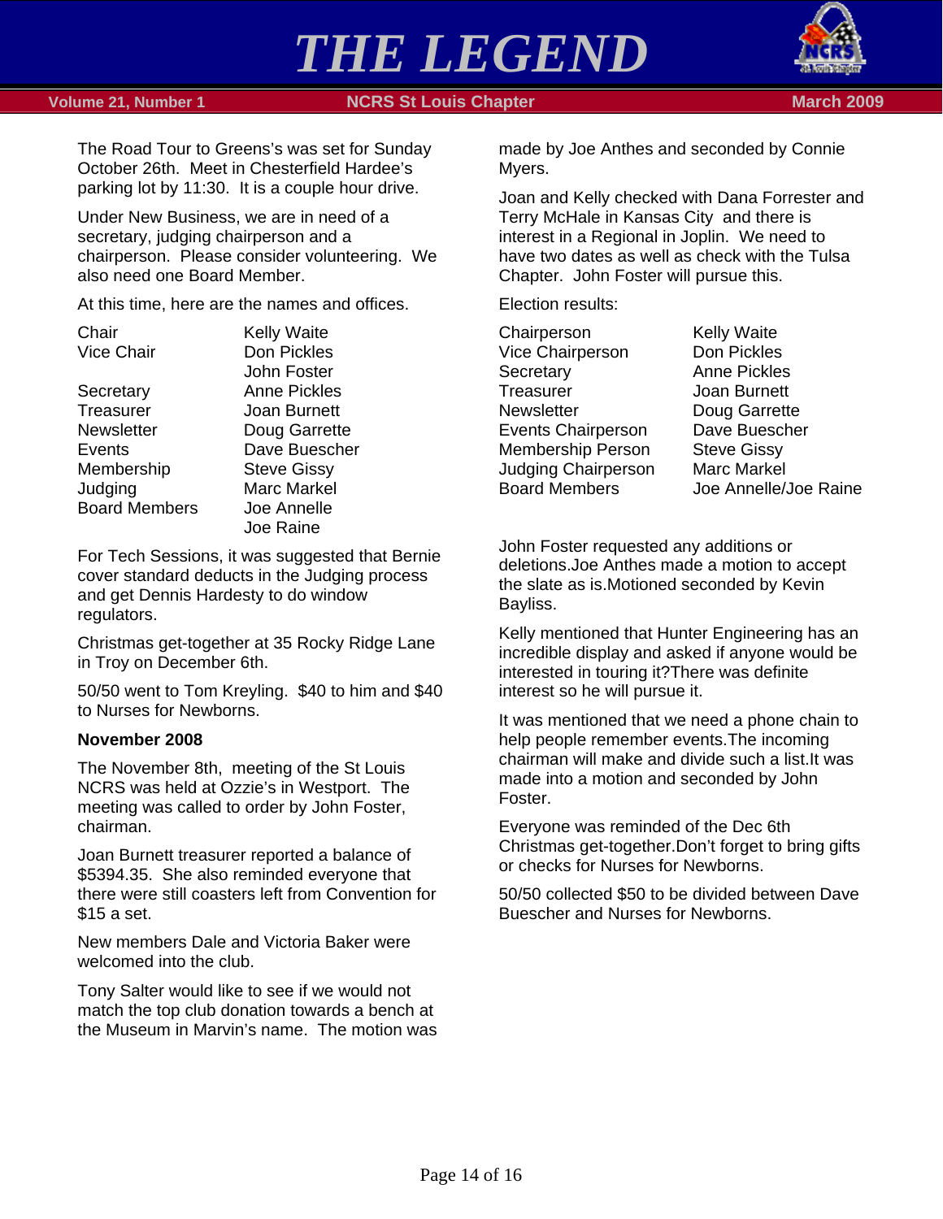The Road Tour to Greens's was set for Sunday October 26th. Meet in Chesterfield Hardee's parking lot by 11:30. It is a couple hour drive.

Under New Business, we are in need of a secretary, judging chairperson and a chairperson. Please consider volunteering. We also need one Board Member.

At this time, here are the names and offices.

| | |
|---|---|
| Chair | Kelly Waite |
| Vice Chair | Don Pickles |
| | John Foster |
| Secretary | Anne Pickles |
| Treasurer | Joan Burnett |
| Newsletter | Doug Garrette |
| Events | Dave Buescher |
| Membership | Steve Gissy |
| Judging | Marc Markel |
| Board Members | Joe Annelle |
| | Joe Raine |

For Tech Sessions, it was suggested that Bernie cover standard deducts in the Judging process and get Dennis Hardesty to do window regulators.

Christmas get-together at 35 Rocky Ridge Lane in Troy on December 6th.

50/50 went to Tom Kreyling. $40 to him and $40 to Nurses for Newborns.

**November 2008**

The November 8th, meeting of the St Louis NCRS was held at Ozzie's in Westport. The meeting was called to order by John Foster, chairman.

Joan Burnett treasurer reported a balance of $5394.35. She also reminded everyone that there were still coasters left from Convention for $15 a set.

New members Dale and Victoria Baker were welcomed into the club.

Tony Salter would like to see if we would not match the top club donation towards a bench at the Museum in Marvin's name. The motion was made by Joe Anthes and seconded by Connie Myers.

Joan and Kelly checked with Dana Forrester and Terry McHale in Kansas City and there is interest in a Regional in Joplin. We need to have two dates as well as check with the Tulsa Chapter. John Foster will pursue this.

Election results:

| | |
|---|---|
| Chairperson | Kelly Waite |
| Vice Chairperson | Don Pickles |
| Secretary | Anne Pickles |
| Treasurer | Joan Burnett |
| Newsletter | Doug Garrette |
| Events Chairperson | Dave Buescher |
| Membership Person | Steve Gissy |
| Judging Chairperson | Marc Markel |
| Board Members | Joe Annelle/Joe Raine |

John Foster requested any additions or deletions.Joe Anthes made a motion to accept the slate as is.Motioned seconded by Kevin Bayliss.

Kelly mentioned that Hunter Engineering has an incredible display and asked if anyone would be interested in touring it?There was definite interest so he will pursue it.

It was mentioned that we need a phone chain to help people remember events.The incoming chairman will make and divide such a list.It was made into a motion and seconded by John Foster.

Everyone was reminded of the Dec 6th Christmas get-together.Don't forget to bring gifts or checks for Nurses for Newborns.

50/50 collected $50 to be divided between Dave Buescher and Nurses for Newborns.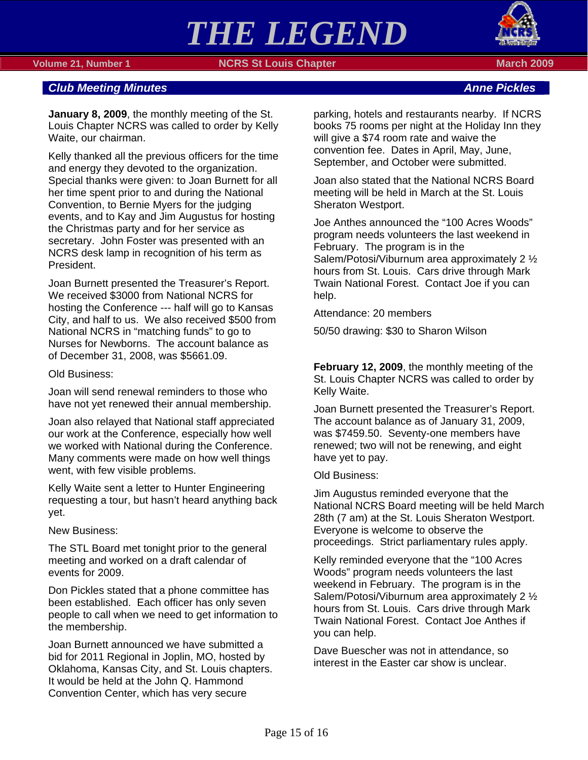## Club Meeting Minutes — Anne Pickles

**January 8, 2009**, the monthly meeting of the St. Louis Chapter NCRS was called to order by Kelly Waite, our chairman.

Kelly thanked all the previous officers for the time and energy they devoted to the organization. Special thanks were given: to Joan Burnett for all her time spent prior to and during the National Convention, to Bernie Myers for the judging events, and to Kay and Jim Augustus for hosting the Christmas party and for her service as secretary. John Foster was presented with an NCRS desk lamp in recognition of his term as President.

Joan Burnett presented the Treasurer's Report. We received $3000 from National NCRS for hosting the Conference --- half will go to Kansas City, and half to us. We also received $500 from National NCRS in "matching funds" to go to Nurses for Newborns. The account balance as of December 31, 2008, was $5661.09.

Old Business:

Joan will send renewal reminders to those who have not yet renewed their annual membership.

Joan also relayed that National staff appreciated our work at the Conference, especially how well we worked with National during the Conference. Many comments were made on how well things went, with few visible problems.

Kelly Waite sent a letter to Hunter Engineering requesting a tour, but hasn't heard anything back yet.

New Business:

The STL Board met tonight prior to the general meeting and worked on a draft calendar of events for 2009.

Don Pickles stated that a phone committee has been established. Each officer has only seven people to call when we need to get information to the membership.

Joan Burnett announced we have submitted a bid for 2011 Regional in Joplin, MO, hosted by Oklahoma, Kansas City, and St. Louis chapters. It would be held at the John Q. Hammond Convention Center, which has very secure parking, hotels and restaurants nearby. If NCRS books 75 rooms per night at the Holiday Inn they will give a $74 room rate and waive the convention fee. Dates in April, May, June, September, and October were submitted.

Joan also stated that the National NCRS Board meeting will be held in March at the St. Louis Sheraton Westport.

Joe Anthes announced the "100 Acres Woods" program needs volunteers the last weekend in February. The program is in the Salem/Potosi/Viburnum area approximately 2 ½ hours from St. Louis. Cars drive through Mark Twain National Forest. Contact Joe if you can help.

Attendance: 20 members

50/50 drawing: $30 to Sharon Wilson

**February 12, 2009**, the monthly meeting of the St. Louis Chapter NCRS was called to order by Kelly Waite.

Joan Burnett presented the Treasurer's Report. The account balance as of January 31, 2009, was $7459.50. Seventy-one members have renewed; two will not be renewing, and eight have yet to pay.

Old Business:

Jim Augustus reminded everyone that the National NCRS Board meeting will be held March 28th (7 am) at the St. Louis Sheraton Westport. Everyone is welcome to observe the proceedings. Strict parliamentary rules apply.

Kelly reminded everyone that the "100 Acres Woods" program needs volunteers the last weekend in February. The program is in the Salem/Potosi/Viburnum area approximately 2 ½ hours from St. Louis. Cars drive through Mark Twain National Forest. Contact Joe Anthes if you can help.

Dave Buescher was not in attendance, so interest in the Easter car show is unclear.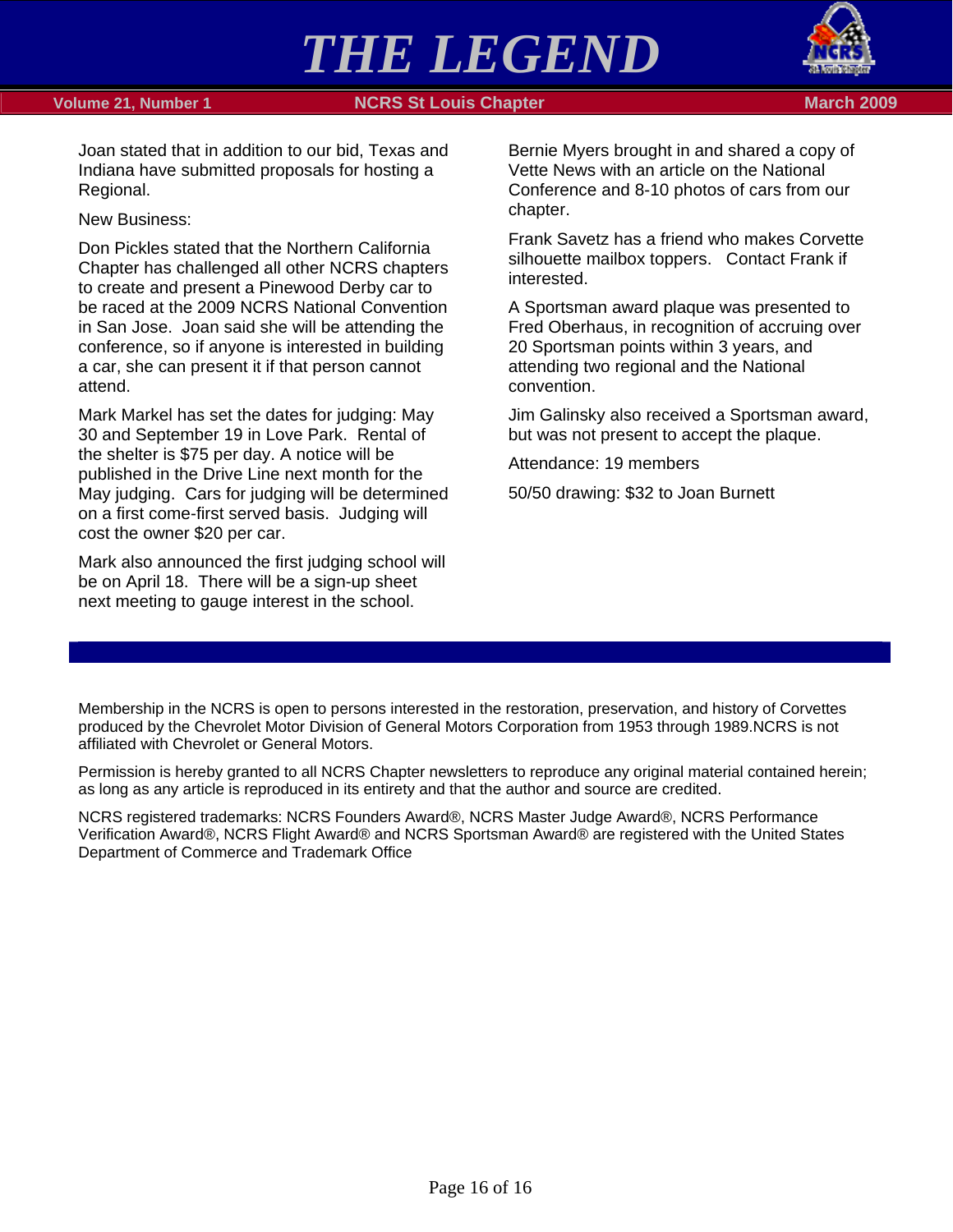Joan stated that in addition to our bid, Texas and Indiana have submitted proposals for hosting a Regional.

New Business:

Don Pickles stated that the Northern California Chapter has challenged all other NCRS chapters to create and present a Pinewood Derby car to be raced at the 2009 NCRS National Convention in San Jose. Joan said she will be attending the conference, so if anyone is interested in building a car, she can present it if that person cannot attend.

Mark Markel has set the dates for judging: May 30 and September 19 in Love Park. Rental of the shelter is $75 per day. A notice will be published in the Drive Line next month for the May judging. Cars for judging will be determined on a first come-first served basis. Judging will cost the owner $20 per car.

Mark also announced the first judging school will be on April 18. There will be a sign-up sheet next meeting to gauge interest in the school.

Bernie Myers brought in and shared a copy of Vette News with an article on the National Conference and 8-10 photos of cars from our chapter.

Frank Savetz has a friend who makes Corvette silhouette mailbox toppers. Contact Frank if interested.

A Sportsman award plaque was presented to Fred Oberhaus, in recognition of accruing over 20 Sportsman points within 3 years, and attending two regional and the National convention.

Jim Galinsky also received a Sportsman award, but was not present to accept the plaque.

Attendance: 19 members

50/50 drawing: $32 to Joan Burnett

---

Membership in the NCRS is open to persons interested in the restoration, preservation, and history of Corvettes produced by the Chevrolet Motor Division of General Motors Corporation from 1953 through 1989.NCRS is not affiliated with Chevrolet or General Motors.

Permission is hereby granted to all NCRS Chapter newsletters to reproduce any original material contained herein; as long as any article is reproduced in its entirety and that the author and source are credited.

NCRS registered trademarks: NCRS Founders Award®, NCRS Master Judge Award®, NCRS Performance Verification Award®, NCRS Flight Award® and NCRS Sportsman Award® are registered with the United States Department of Commerce and Trademark Office